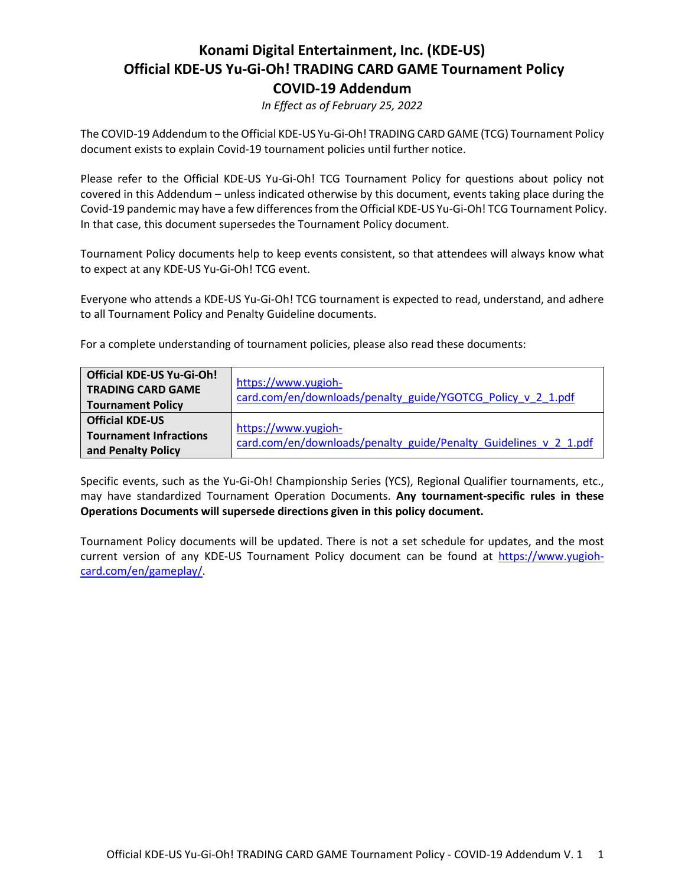# Konami Digital Entertainment, Inc. (KDE-US)
# Official KDE-US Yu-Gi-Oh! TRADING CARD GAME Tournament Policy
# COVID-19 Addendum

*In Effect as of February 25, 2022*

The COVID-19 Addendum to the Official KDE-US Yu-Gi-Oh! TRADING CARD GAME (TCG) Tournament Policy document exists to explain Covid-19 tournament policies until further notice.

Please refer to the Official KDE-US Yu-Gi-Oh! TCG Tournament Policy for questions about policy not covered in this Addendum – unless indicated otherwise by this document, events taking place during the Covid-19 pandemic may have a few differences from the Official KDE-US Yu-Gi-Oh! TCG Tournament Policy. In that case, this document supersedes the Tournament Policy document.

Tournament Policy documents help to keep events consistent, so that attendees will always know what to expect at any KDE-US Yu-Gi-Oh! TCG event.

Everyone who attends a KDE-US Yu-Gi-Oh! TCG tournament is expected to read, understand, and adhere to all Tournament Policy and Penalty Guideline documents.

For a complete understanding of tournament policies, please also read these documents:

| | |
|---|---|
| **Official KDE-US Yu-Gi-Oh! TRADING CARD GAME Tournament Policy** | https://www.yugioh-card.com/en/downloads/penalty_guide/YGOTCG_Policy_v_2_1.pdf |
| **Official KDE-US Tournament Infractions and Penalty Policy** | https://www.yugioh-card.com/en/downloads/penalty_guide/Penalty_Guidelines_v_2_1.pdf |

Specific events, such as the Yu-Gi-Oh! Championship Series (YCS), Regional Qualifier tournaments, etc., may have standardized Tournament Operation Documents. **Any tournament-specific rules in these Operations Documents will supersede directions given in this policy document.**

Tournament Policy documents will be updated. There is not a set schedule for updates, and the most current version of any KDE-US Tournament Policy document can be found at https://www.yugioh-card.com/en/gameplay/.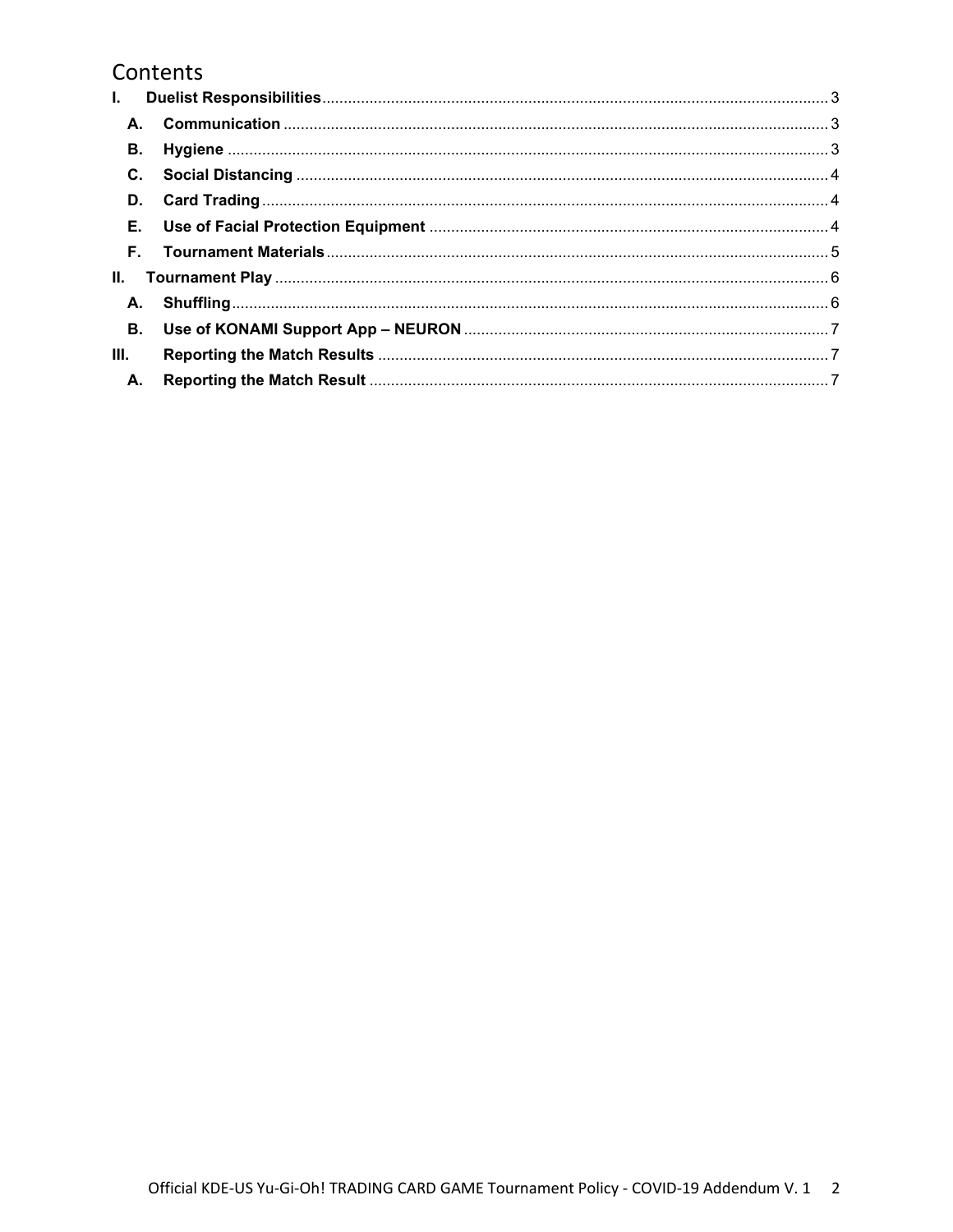# Contents

- **I. Duelist Responsibilities** ... 3
  - **A. Communication** ... 3
  - **B. Hygiene** ... 3
  - **C. Social Distancing** ... 4
  - **D. Card Trading** ... 4
  - **E. Use of Facial Protection Equipment** ... 4
  - **F. Tournament Materials** ... 5
- **II. Tournament Play** ... 6
  - **A. Shuffling** ... 6
  - **B. Use of KONAMI Support App – NEURON** ... 7
- **III. Reporting the Match Results** ... 7
  - **A. Reporting the Match Result** ... 7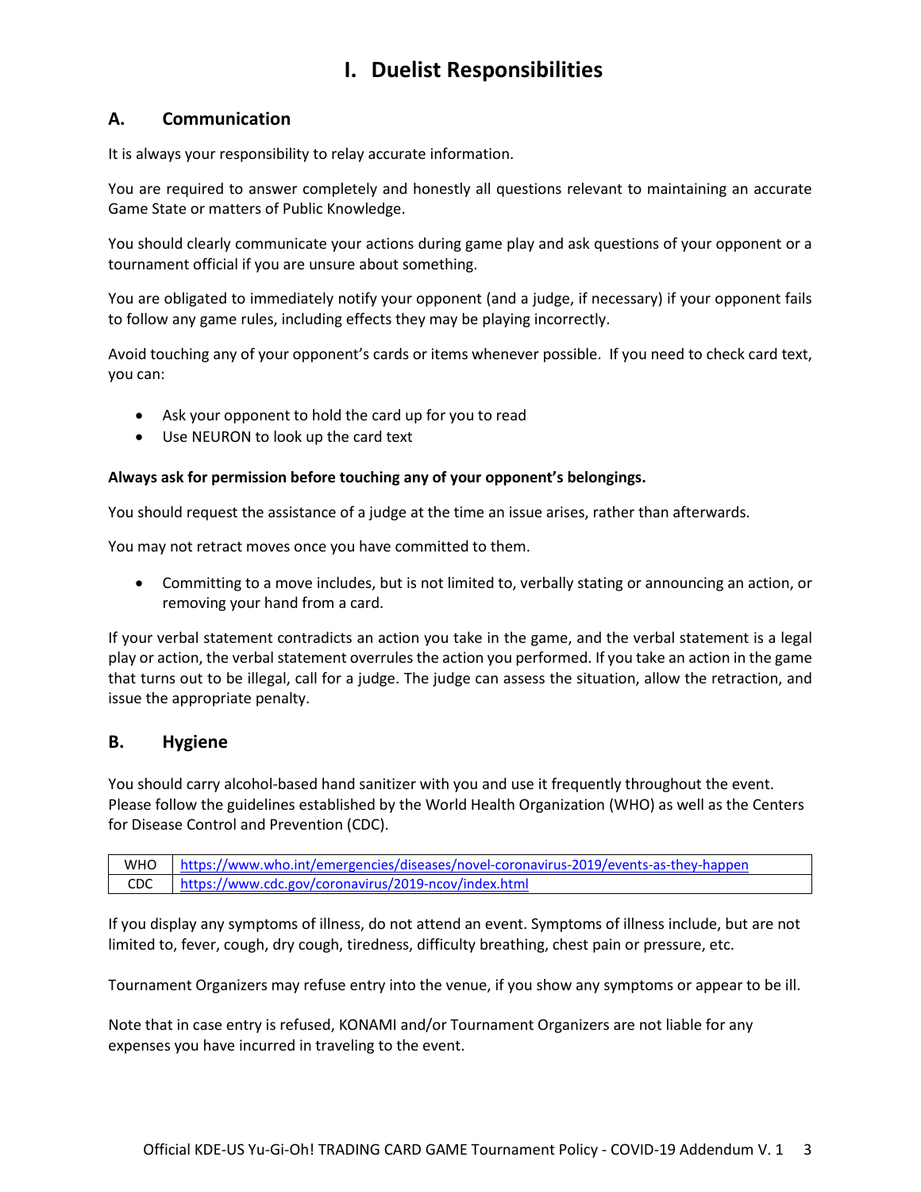# I. Duelist Responsibilities

## A. Communication

It is always your responsibility to relay accurate information.

You are required to answer completely and honestly all questions relevant to maintaining an accurate Game State or matters of Public Knowledge.

You should clearly communicate your actions during game play and ask questions of your opponent or a tournament official if you are unsure about something.

You are obligated to immediately notify your opponent (and a judge, if necessary) if your opponent fails to follow any game rules, including effects they may be playing incorrectly.

Avoid touching any of your opponent's cards or items whenever possible. If you need to check card text, you can:

- Ask your opponent to hold the card up for you to read
- Use NEURON to look up the card text

**Always ask for permission before touching any of your opponent's belongings.**

You should request the assistance of a judge at the time an issue arises, rather than afterwards.

You may not retract moves once you have committed to them.

- Committing to a move includes, but is not limited to, verbally stating or announcing an action, or removing your hand from a card.

If your verbal statement contradicts an action you take in the game, and the verbal statement is a legal play or action, the verbal statement overrules the action you performed. If you take an action in the game that turns out to be illegal, call for a judge. The judge can assess the situation, allow the retraction, and issue the appropriate penalty.

## B. Hygiene

You should carry alcohol-based hand sanitizer with you and use it frequently throughout the event. Please follow the guidelines established by the World Health Organization (WHO) as well as the Centers for Disease Control and Prevention (CDC).

| | |
|---|---|
| WHO | https://www.who.int/emergencies/diseases/novel-coronavirus-2019/events-as-they-happen |
| CDC | https://www.cdc.gov/coronavirus/2019-ncov/index.html |

If you display any symptoms of illness, do not attend an event. Symptoms of illness include, but are not limited to, fever, cough, dry cough, tiredness, difficulty breathing, chest pain or pressure, etc.

Tournament Organizers may refuse entry into the venue, if you show any symptoms or appear to be ill.

Note that in case entry is refused, KONAMI and/or Tournament Organizers are not liable for any expenses you have incurred in traveling to the event.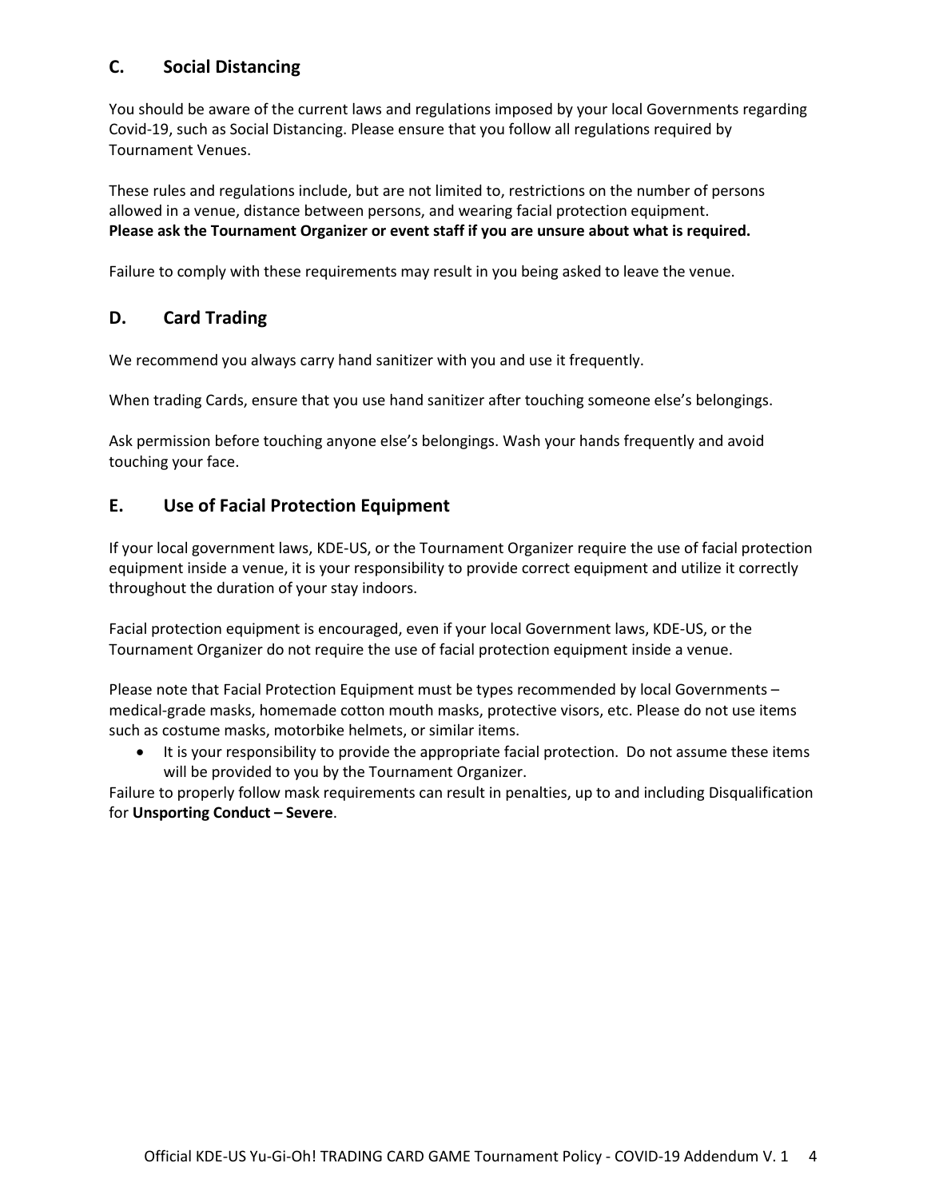## C. Social Distancing

You should be aware of the current laws and regulations imposed by your local Governments regarding Covid-19, such as Social Distancing. Please ensure that you follow all regulations required by Tournament Venues.

These rules and regulations include, but are not limited to, restrictions on the number of persons allowed in a venue, distance between persons, and wearing facial protection equipment.
**Please ask the Tournament Organizer or event staff if you are unsure about what is required.**

Failure to comply with these requirements may result in you being asked to leave the venue.

## D. Card Trading

We recommend you always carry hand sanitizer with you and use it frequently.

When trading Cards, ensure that you use hand sanitizer after touching someone else's belongings.

Ask permission before touching anyone else's belongings. Wash your hands frequently and avoid touching your face.

## E. Use of Facial Protection Equipment

If your local government laws, KDE-US, or the Tournament Organizer require the use of facial protection equipment inside a venue, it is your responsibility to provide correct equipment and utilize it correctly throughout the duration of your stay indoors.

Facial protection equipment is encouraged, even if your local Government laws, KDE-US, or the Tournament Organizer do not require the use of facial protection equipment inside a venue.

Please note that Facial Protection Equipment must be types recommended by local Governments – medical-grade masks, homemade cotton mouth masks, protective visors, etc. Please do not use items such as costume masks, motorbike helmets, or similar items.

- It is your responsibility to provide the appropriate facial protection. Do not assume these items will be provided to you by the Tournament Organizer.

Failure to properly follow mask requirements can result in penalties, up to and including Disqualification for **Unsporting Conduct – Severe**.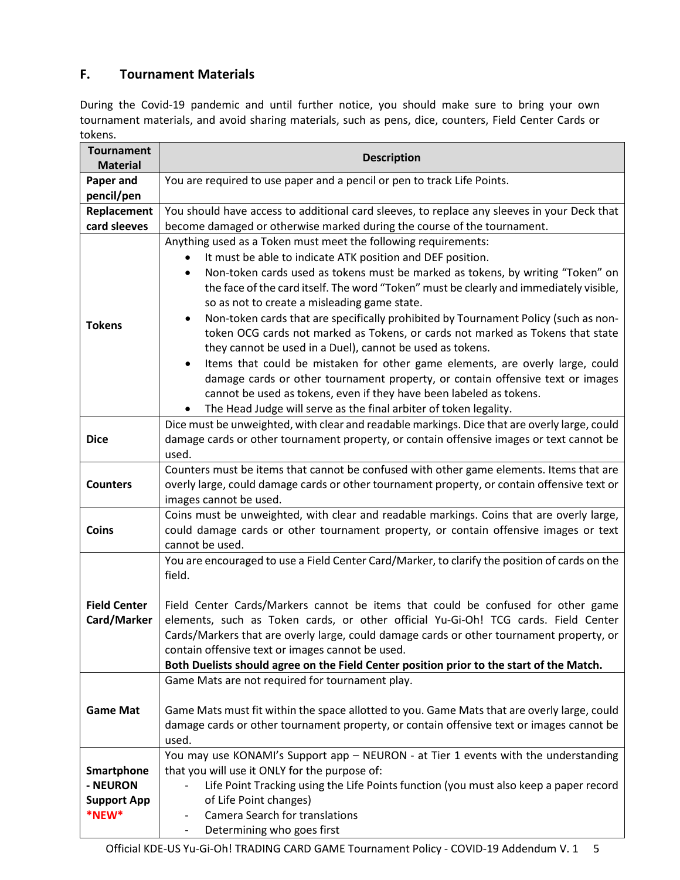## F. Tournament Materials

During the Covid-19 pandemic and until further notice, you should make sure to bring your own tournament materials, and avoid sharing materials, such as pens, dice, counters, Field Center Cards or tokens.

| Tournament Material | Description |
|---|---|
| **Paper and pencil/pen** | You are required to use paper and a pencil or pen to track Life Points. |
| **Replacement card sleeves** | You should have access to additional card sleeves, to replace any sleeves in your Deck that become damaged or otherwise marked during the course of the tournament. |
| **Tokens** | Anything used as a Token must meet the following requirements:<br>• It must be able to indicate ATK position and DEF position.<br>• Non-token cards used as tokens must be marked as tokens, by writing "Token" on the face of the card itself. The word "Token" must be clearly and immediately visible, so as not to create a misleading game state.<br>• Non-token cards that are specifically prohibited by Tournament Policy (such as non-token OCG cards not marked as Tokens, or cards not marked as Tokens that state they cannot be used in a Duel), cannot be used as tokens.<br>• Items that could be mistaken for other game elements, are overly large, could damage cards or other tournament property, or contain offensive text or images cannot be used as tokens, even if they have been labeled as tokens.<br>• The Head Judge will serve as the final arbiter of token legality. |
| **Dice** | Dice must be unweighted, with clear and readable markings. Dice that are overly large, could damage cards or other tournament property, or contain offensive images or text cannot be used. |
| **Counters** | Counters must be items that cannot be confused with other game elements. Items that are overly large, could damage cards or other tournament property, or contain offensive text or images cannot be used. |
| **Coins** | Coins must be unweighted, with clear and readable markings. Coins that are overly large, could damage cards or other tournament property, or contain offensive images or text cannot be used. |
| **Field Center Card/Marker** | You are encouraged to use a Field Center Card/Marker, to clarify the position of cards on the field.<br><br>Field Center Cards/Markers cannot be items that could be confused for other game elements, such as Token cards, or other official Yu-Gi-Oh! TCG cards. Field Center Cards/Markers that are overly large, could damage cards or other tournament property, or contain offensive text or images cannot be used.<br>**Both Duelists should agree on the Field Center position prior to the start of the Match.** |
| **Game Mat** | Game Mats are not required for tournament play.<br><br>Game Mats must fit within the space allotted to you. Game Mats that are overly large, could damage cards or other tournament property, or contain offensive text or images cannot be used. |
| **Smartphone - NEURON Support App *NEW*** | You may use KONAMI's Support app – NEURON - at Tier 1 events with the understanding that you will use it ONLY for the purpose of:<br>- Life Point Tracking using the Life Points function (you must also keep a paper record of Life Point changes)<br>- Camera Search for translations<br>- Determining who goes first |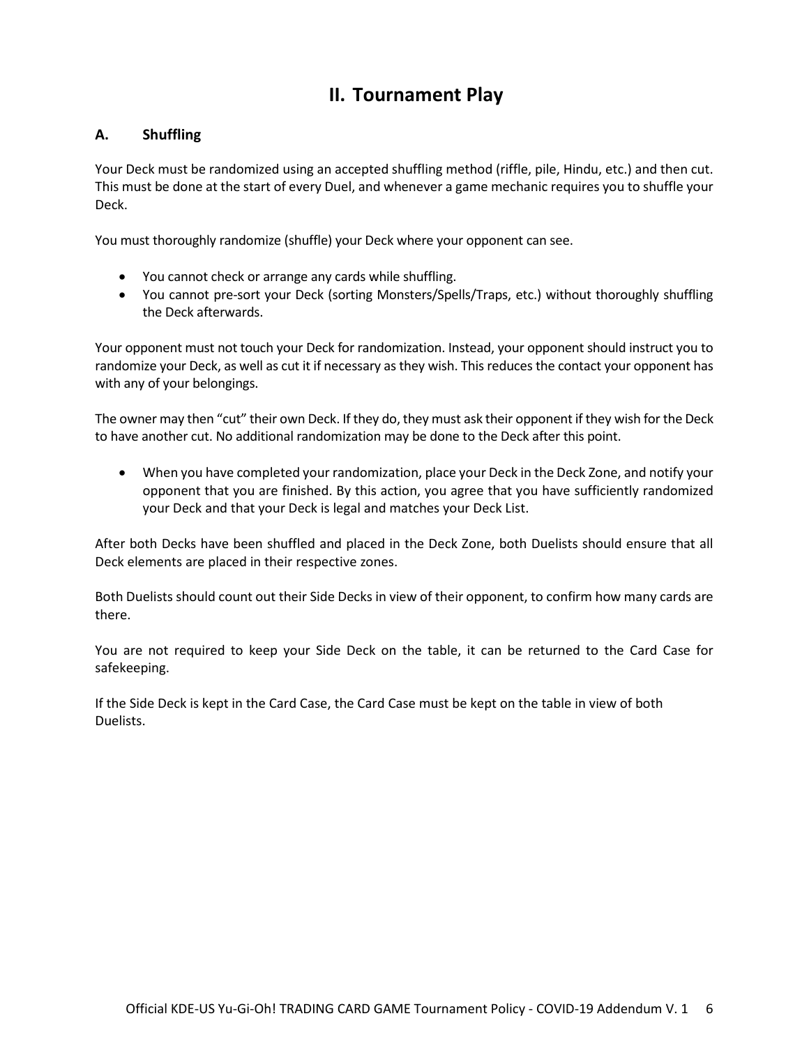# II. Tournament Play

## A. Shuffling

Your Deck must be randomized using an accepted shuffling method (riffle, pile, Hindu, etc.) and then cut. This must be done at the start of every Duel, and whenever a game mechanic requires you to shuffle your Deck.

You must thoroughly randomize (shuffle) your Deck where your opponent can see.

- You cannot check or arrange any cards while shuffling.
- You cannot pre-sort your Deck (sorting Monsters/Spells/Traps, etc.) without thoroughly shuffling the Deck afterwards.

Your opponent must not touch your Deck for randomization. Instead, your opponent should instruct you to randomize your Deck, as well as cut it if necessary as they wish. This reduces the contact your opponent has with any of your belongings.

The owner may then "cut" their own Deck. If they do, they must ask their opponent if they wish for the Deck to have another cut. No additional randomization may be done to the Deck after this point.

- When you have completed your randomization, place your Deck in the Deck Zone, and notify your opponent that you are finished. By this action, you agree that you have sufficiently randomized your Deck and that your Deck is legal and matches your Deck List.

After both Decks have been shuffled and placed in the Deck Zone, both Duelists should ensure that all Deck elements are placed in their respective zones.

Both Duelists should count out their Side Decks in view of their opponent, to confirm how many cards are there.

You are not required to keep your Side Deck on the table, it can be returned to the Card Case for safekeeping.

If the Side Deck is kept in the Card Case, the Card Case must be kept on the table in view of both Duelists.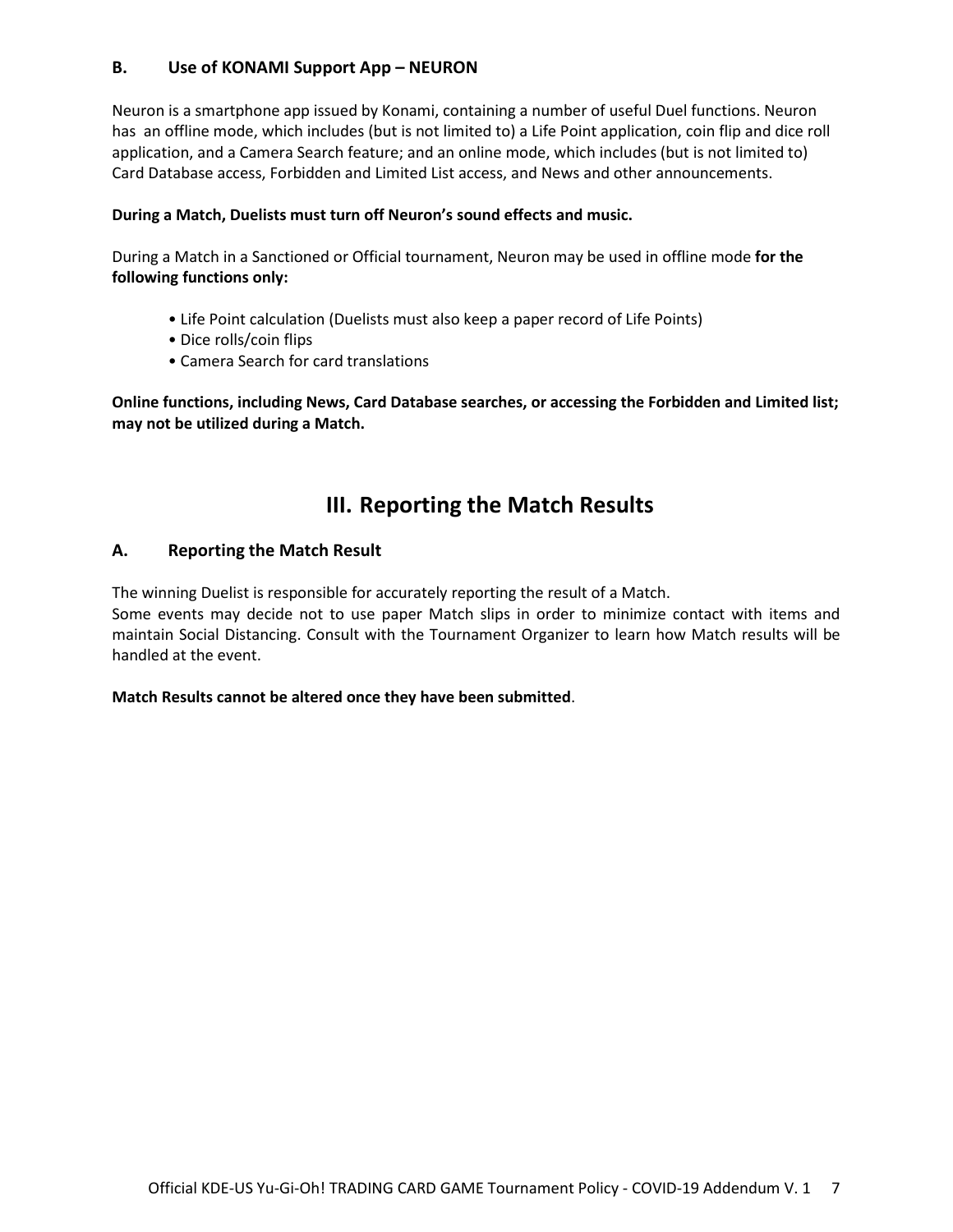### B. Use of KONAMI Support App – NEURON

Neuron is a smartphone app issued by Konami, containing a number of useful Duel functions. Neuron has an offline mode, which includes (but is not limited to) a Life Point application, coin flip and dice roll application, and a Camera Search feature; and an online mode, which includes (but is not limited to) Card Database access, Forbidden and Limited List access, and News and other announcements.

**During a Match, Duelists must turn off Neuron's sound effects and music.**

During a Match in a Sanctioned or Official tournament, Neuron may be used in offline mode **for the following functions only:**

- Life Point calculation (Duelists must also keep a paper record of Life Points)
- Dice rolls/coin flips
- Camera Search for card translations

**Online functions, including News, Card Database searches, or accessing the Forbidden and Limited list; may not be utilized during a Match.**

## III. Reporting the Match Results

### A. Reporting the Match Result

The winning Duelist is responsible for accurately reporting the result of a Match.
Some events may decide not to use paper Match slips in order to minimize contact with items and maintain Social Distancing. Consult with the Tournament Organizer to learn how Match results will be handled at the event.

**Match Results cannot be altered once they have been submitted**.